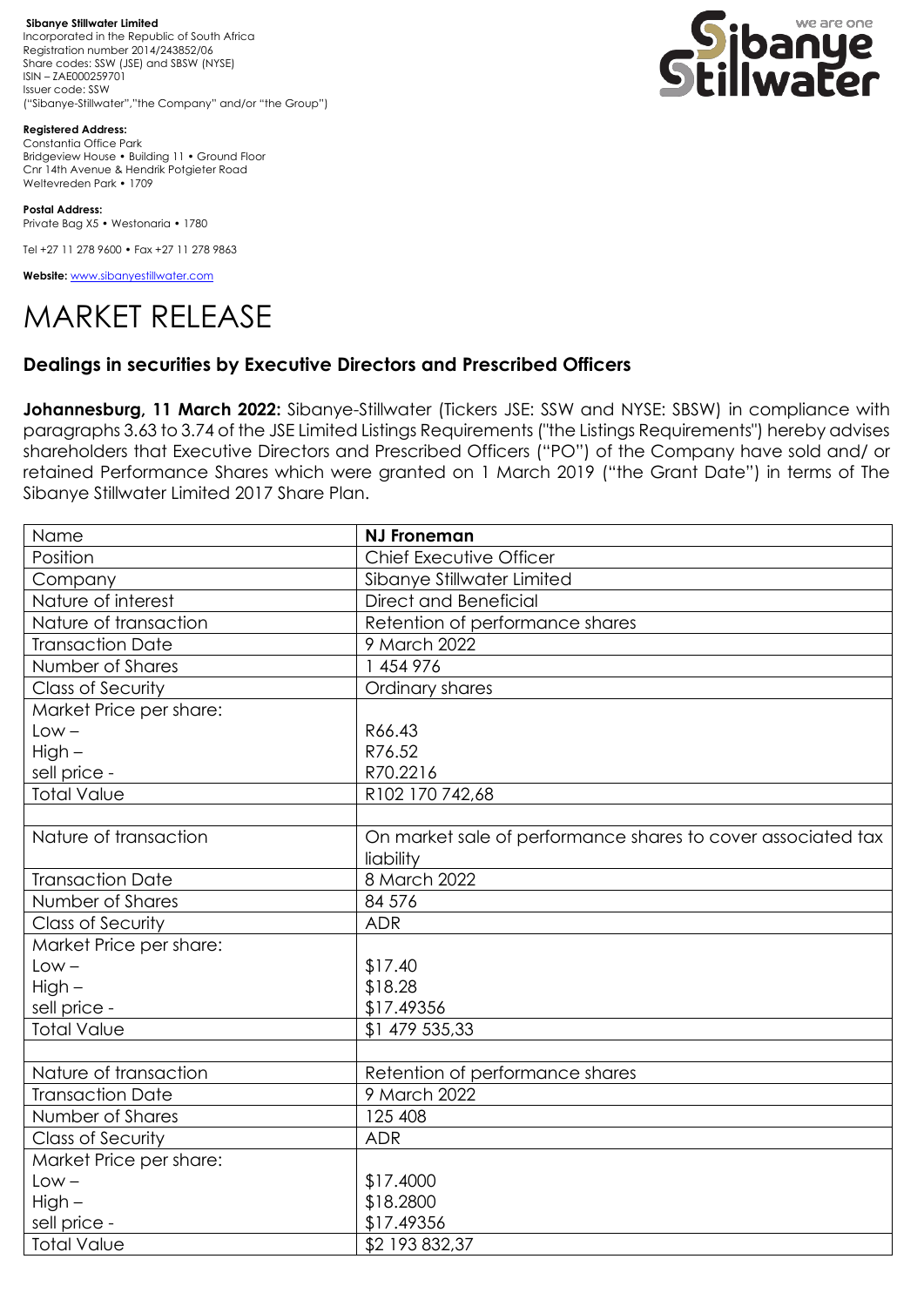**Sibanye Stillwater Limited**
Incorporated in the Republic of South Africa
Registration number 2014/243852/06
Share codes: SSW (JSE) and SBSW (NYSE)
ISIN – ZAE000259701
Issuer code: SSW
("Sibanye-Stillwater","the Company" and/or "the Group")

**Registered Address:**
Constantia Office Park
Bridgeview House • Building 11 • Ground Floor
Cnr 14th Avenue & Hendrik Potgieter Road
Weltevreden Park • 1709

**Postal Address:**
Private Bag X5 • Westonaria • 1780

Tel +27 11 278 9600 • Fax +27 11 278 9863

**Website:** www.sibanyestillwater.com

# MARKET RELEASE

## Dealings in securities by Executive Directors and Prescribed Officers

**Johannesburg, 11 March 2022:** Sibanye-Stillwater (Tickers JSE: SSW and NYSE: SBSW) in compliance with paragraphs 3.63 to 3.74 of the JSE Limited Listings Requirements ("the Listings Requirements") hereby advises shareholders that Executive Directors and Prescribed Officers ("PO") of the Company have sold and/ or retained Performance Shares which were granted on 1 March 2019 ("the Grant Date") in terms of The Sibanye Stillwater Limited 2017 Share Plan.

| Name | **NJ Froneman** |
|---|---|
| Position | Chief Executive Officer |
| Company | Sibanye Stillwater Limited |
| Nature of interest | Direct and Beneficial |
| Nature of transaction | Retention of performance shares |
| Transaction Date | 9 March 2022 |
| Number of Shares | 1 454 976 |
| Class of Security | Ordinary shares |
| Market Price per share:<br>Low –<br>High –<br>sell price - | <br>R66.43<br>R76.52<br>R70.2216 |
| Total Value | R102 170 742,68 |
| | |
| Nature of transaction | On market sale of performance shares to cover associated tax liability |
| Transaction Date | 8 March 2022 |
| Number of Shares | 84 576 |
| Class of Security | ADR |
| Market Price per share:<br>Low –<br>High –<br>sell price - | <br>$17.40<br>$18.28<br>$17.49356 |
| Total Value | $1 479 535,33 |
| | |
| Nature of transaction | Retention of performance shares |
| Transaction Date | 9 March 2022 |
| Number of Shares | 125 408 |
| Class of Security | ADR |
| Market Price per share:<br>Low –<br>High –<br>sell price - | <br>$17.4000<br>$18.2800<br>$17.49356 |
| Total Value | $2 193 832,37 |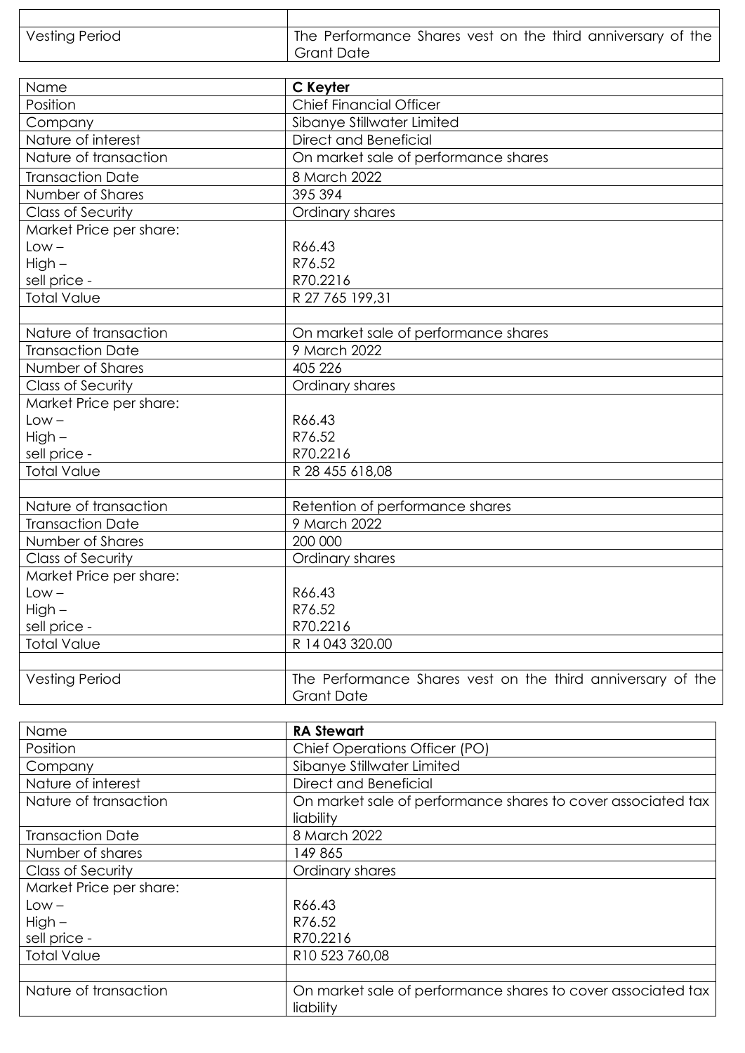| | |
|---|---|
| Vesting Period | The Performance Shares vest on the third anniversary of the Grant Date |

| Name | **C Keyter** |
|---|---|
| Position | Chief Financial Officer |
| Company | Sibanye Stillwater Limited |
| Nature of interest | Direct and Beneficial |
| Nature of transaction | On market sale of performance shares |
| Transaction Date | 8 March 2022 |
| Number of Shares | 395 394 |
| Class of Security | Ordinary shares |
| Market Price per share:<br>Low –<br>High –<br>sell price - | <br>R66.43<br>R76.52<br>R70.2216 |
| Total Value | R 27 765 199,31 |
| | |
| Nature of transaction | On market sale of performance shares |
| Transaction Date | 9 March 2022 |
| Number of Shares | 405 226 |
| Class of Security | Ordinary shares |
| Market Price per share:<br>Low –<br>High –<br>sell price - | <br>R66.43<br>R76.52<br>R70.2216 |
| Total Value | R 28 455 618,08 |
| | |
| Nature of transaction | Retention of performance shares |
| Transaction Date | 9 March 2022 |
| Number of Shares | 200 000 |
| Class of Security | Ordinary shares |
| Market Price per share:<br>Low –<br>High –<br>sell price - | <br>R66.43<br>R76.52<br>R70.2216 |
| Total Value | R 14 043 320.00 |
| | |
| Vesting Period | The Performance Shares vest on the third anniversary of the Grant Date |

| Name | **RA Stewart** |
|---|---|
| Position | Chief Operations Officer (PO) |
| Company | Sibanye Stillwater Limited |
| Nature of interest | Direct and Beneficial |
| Nature of transaction | On market sale of performance shares to cover associated tax liability |
| Transaction Date | 8 March 2022 |
| Number of shares | 149 865 |
| Class of Security | Ordinary shares |
| Market Price per share:<br>Low –<br>High –<br>sell price - | <br>R66.43<br>R76.52<br>R70.2216 |
| Total Value | R10 523 760,08 |
| | |
| Nature of transaction | On market sale of performance shares to cover associated tax liability |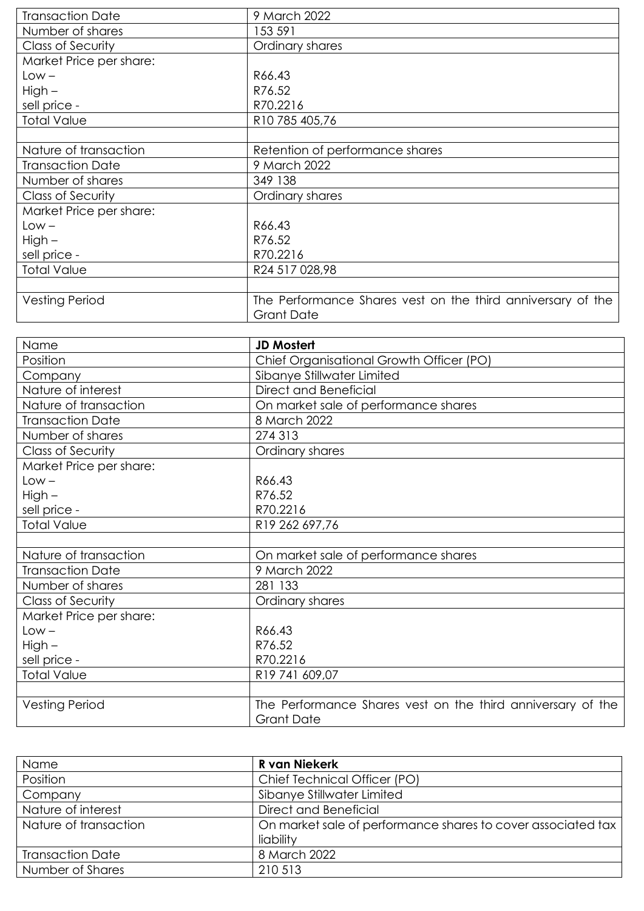| Transaction Date | 9 March 2022 |
|---|---|
| Number of shares | 153 591 |
| Class of Security | Ordinary shares |
| Market Price per share:<br>Low –<br>High –<br>sell price - | <br>R66.43<br>R76.52<br>R70.2216 |
| Total Value | R10 785 405,76 |
| | |
| Nature of transaction | Retention of performance shares |
| Transaction Date | 9 March 2022 |
| Number of shares | 349 138 |
| Class of Security | Ordinary shares |
| Market Price per share:<br>Low –<br>High –<br>sell price - | <br>R66.43<br>R76.52<br>R70.2216 |
| Total Value | R24 517 028,98 |
| | |
| Vesting Period | The Performance Shares vest on the third anniversary of the Grant Date |

| Name | **JD Mostert** |
|---|---|
| Position | Chief Organisational Growth Officer (PO) |
| Company | Sibanye Stillwater Limited |
| Nature of interest | Direct and Beneficial |
| Nature of transaction | On market sale of performance shares |
| Transaction Date | 8 March 2022 |
| Number of shares | 274 313 |
| Class of Security | Ordinary shares |
| Market Price per share:<br>Low –<br>High –<br>sell price - | <br>R66.43<br>R76.52<br>R70.2216 |
| Total Value | R19 262 697,76 |
| | |
| Nature of transaction | On market sale of performance shares |
| Transaction Date | 9 March 2022 |
| Number of shares | 281 133 |
| Class of Security | Ordinary shares |
| Market Price per share:<br>Low –<br>High –<br>sell price - | <br>R66.43<br>R76.52<br>R70.2216 |
| Total Value | R19 741 609,07 |
| | |
| Vesting Period | The Performance Shares vest on the third anniversary of the Grant Date |

| Name | **R van Niekerk** |
|---|---|
| Position | Chief Technical Officer (PO) |
| Company | Sibanye Stillwater Limited |
| Nature of interest | Direct and Beneficial |
| Nature of transaction | On market sale of performance shares to cover associated tax liability |
| Transaction Date | 8 March 2022 |
| Number of Shares | 210 513 |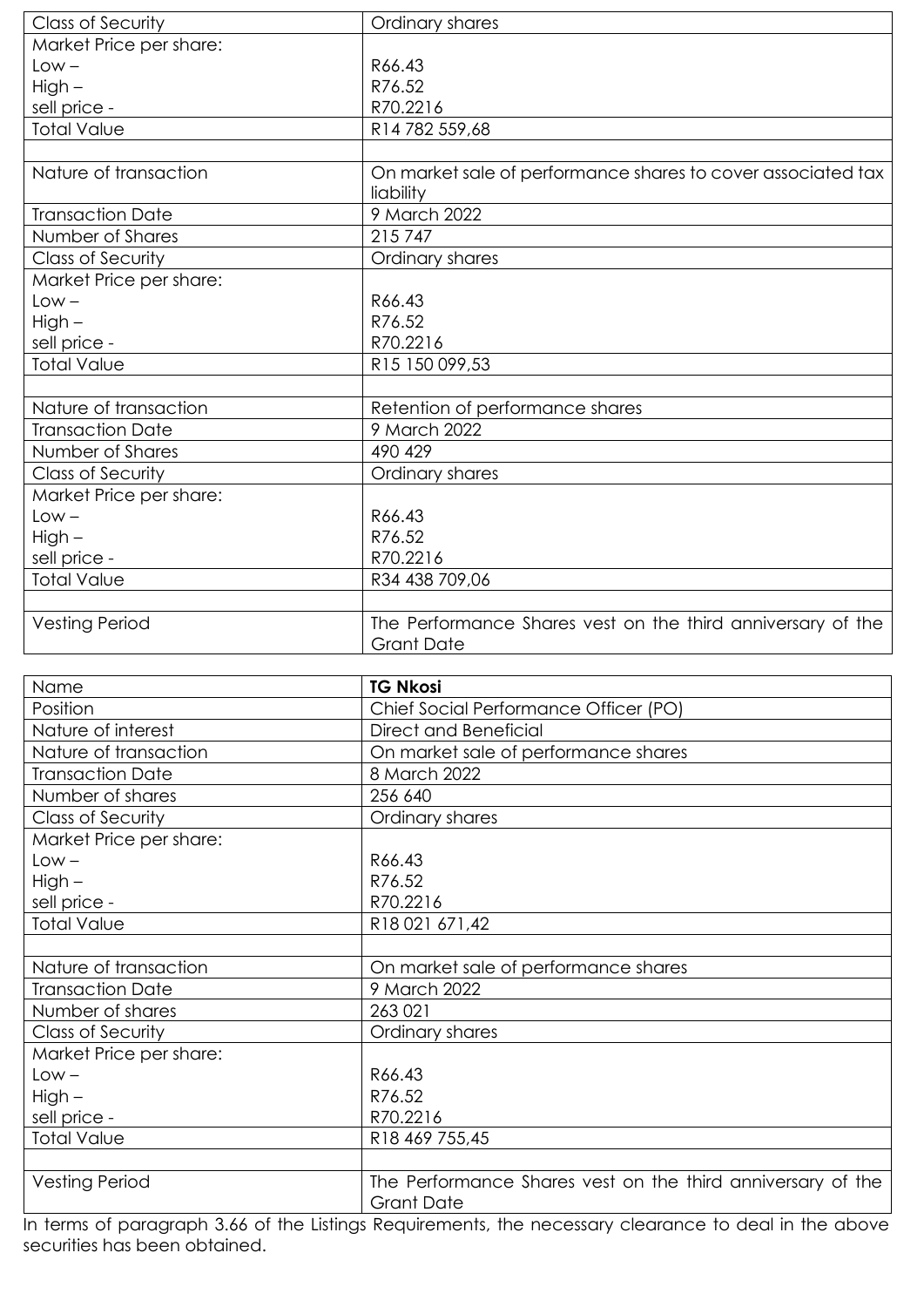| Class of Security | Ordinary shares |
| --- | --- |
| Market Price per share:<br>Low –<br>High –<br>sell price - | <br>R66.43<br>R76.52<br>R70.2216 |
| Total Value | R14 782 559,68 |
| | |
| Nature of transaction | On market sale of performance shares to cover associated tax liability |
| Transaction Date | 9 March 2022 |
| Number of Shares | 215 747 |
| Class of Security | Ordinary shares |
| Market Price per share:<br>Low –<br>High –<br>sell price - | <br>R66.43<br>R76.52<br>R70.2216 |
| Total Value | R15 150 099,53 |
| | |
| Nature of transaction | Retention of performance shares |
| Transaction Date | 9 March 2022 |
| Number of Shares | 490 429 |
| Class of Security | Ordinary shares |
| Market Price per share:<br>Low –<br>High –<br>sell price - | <br>R66.43<br>R76.52<br>R70.2216 |
| Total Value | R34 438 709,06 |
| | |
| Vesting Period | The Performance Shares vest on the third anniversary of the Grant Date |

| Name | **TG Nkosi** |
| --- | --- |
| Position | Chief Social Performance Officer (PO) |
| Nature of interest | Direct and Beneficial |
| Nature of transaction | On market sale of performance shares |
| Transaction Date | 8 March 2022 |
| Number of shares | 256 640 |
| Class of Security | Ordinary shares |
| Market Price per share:<br>Low –<br>High –<br>sell price - | <br>R66.43<br>R76.52<br>R70.2216 |
| Total Value | R18 021 671,42 |
| | |
| Nature of transaction | On market sale of performance shares |
| Transaction Date | 9 March 2022 |
| Number of shares | 263 021 |
| Class of Security | Ordinary shares |
| Market Price per share:<br>Low –<br>High –<br>sell price - | <br>R66.43<br>R76.52<br>R70.2216 |
| Total Value | R18 469 755,45 |
| | |
| Vesting Period | The Performance Shares vest on the third anniversary of the Grant Date |

In terms of paragraph 3.66 of the Listings Requirements, the necessary clearance to deal in the above securities has been obtained.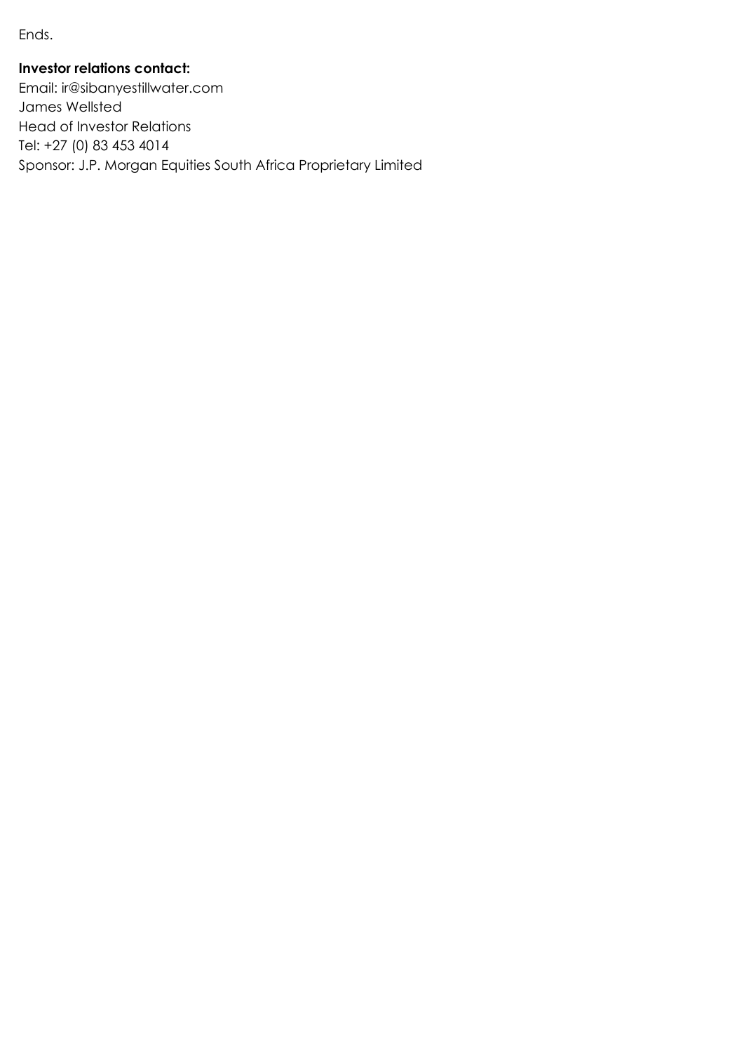Ends.

**Investor relations contact:**
Email: ir@sibanyestillwater.com
James Wellsted
Head of Investor Relations
Tel: +27 (0) 83 453 4014
Sponsor: J.P. Morgan Equities South Africa Proprietary Limited